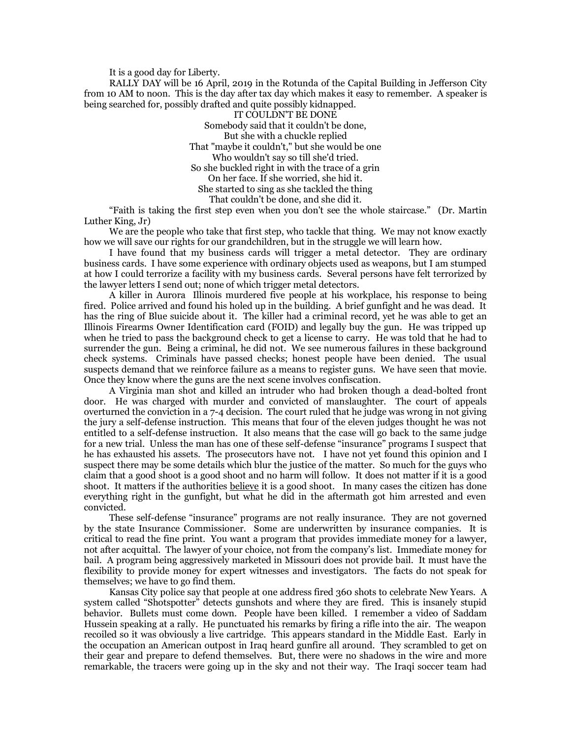It is a good day for Liberty.

RALLY DAY will be 16 April, 2019 in the Rotunda of the Capital Building in Jefferson City from 10 AM to noon. This is the day after tax day which makes it easy to remember. A speaker is being searched for, possibly drafted and quite possibly kidnapped.

IT COULDN'T BE DONE

Somebody said that it couldn't be done,  
But she with a chuckle replied  
That "maybe it couldn't," but she would be one  
Who wouldn't say so till she'd tried.  
So she buckled right in with the trace of a grin  
On her face. If she worried, she hid it.  
She started to sing as she tackled the thing  
That couldn't be done, and she did it.

"Faith is taking the first step even when you don't see the whole staircase." (Dr. Martin Luther King, Jr)

We are the people who take that first step, who tackle that thing. We may not know exactly how we will save our rights for our grandchildren, but in the struggle we will learn how.

I have found that my business cards will trigger a metal detector. They are ordinary business cards. I have some experience with ordinary objects used as weapons, but I am stumped at how I could terrorize a facility with my business cards. Several persons have felt terrorized by the lawyer letters I send out; none of which trigger metal detectors.

A killer in Aurora Illinois murdered five people at his workplace, his response to being fired. Police arrived and found his holed up in the building. A brief gunfight and he was dead. It has the ring of Blue suicide about it. The killer had a criminal record, yet he was able to get an Illinois Firearms Owner Identification card (FOID) and legally buy the gun. He was tripped up when he tried to pass the background check to get a license to carry. He was told that he had to surrender the gun. Being a criminal, he did not. We see numerous failures in these background check systems. Criminals have passed checks; honest people have been denied. The usual suspects demand that we reinforce failure as a means to register guns. We have seen that movie. Once they know where the guns are the next scene involves confiscation.

A Virginia man shot and killed an intruder who had broken though a dead-bolted front door. He was charged with murder and convicted of manslaughter. The court of appeals overturned the conviction in a 7-4 decision. The court ruled that he judge was wrong in not giving the jury a self-defense instruction. This means that four of the eleven judges thought he was not entitled to a self-defense instruction. It also means that the case will go back to the same judge for a new trial. Unless the man has one of these self-defense "insurance" programs I suspect that he has exhausted his assets. The prosecutors have not. I have not yet found this opinion and I suspect there may be some details which blur the justice of the matter. So much for the guys who claim that a good shoot is a good shoot and no harm will follow. It does not matter if it is a good shoot. It matters if the authorities <u>believe</u> it is a good shoot. In many cases the citizen has done everything right in the gunfight, but what he did in the aftermath got him arrested and even convicted.

These self-defense "insurance" programs are not really insurance. They are not governed by the state Insurance Commissioner. Some are underwritten by insurance companies. It is critical to read the fine print. You want a program that provides immediate money for a lawyer, not after acquittal. The lawyer of your choice, not from the company's list. Immediate money for bail. A program being aggressively marketed in Missouri does not provide bail. It must have the flexibility to provide money for expert witnesses and investigators. The facts do not speak for themselves; we have to go find them.

Kansas City police say that people at one address fired 360 shots to celebrate New Years. A system called "Shotspotter" detects gunshots and where they are fired. This is insanely stupid behavior. Bullets must come down. People have been killed. I remember a video of Saddam Hussein speaking at a rally. He punctuated his remarks by firing a rifle into the air. The weapon recoiled so it was obviously a live cartridge. This appears standard in the Middle East. Early in the occupation an American outpost in Iraq heard gunfire all around. They scrambled to get on their gear and prepare to defend themselves. But, there were no shadows in the wire and more remarkable, the tracers were going up in the sky and not their way. The Iraqi soccer team had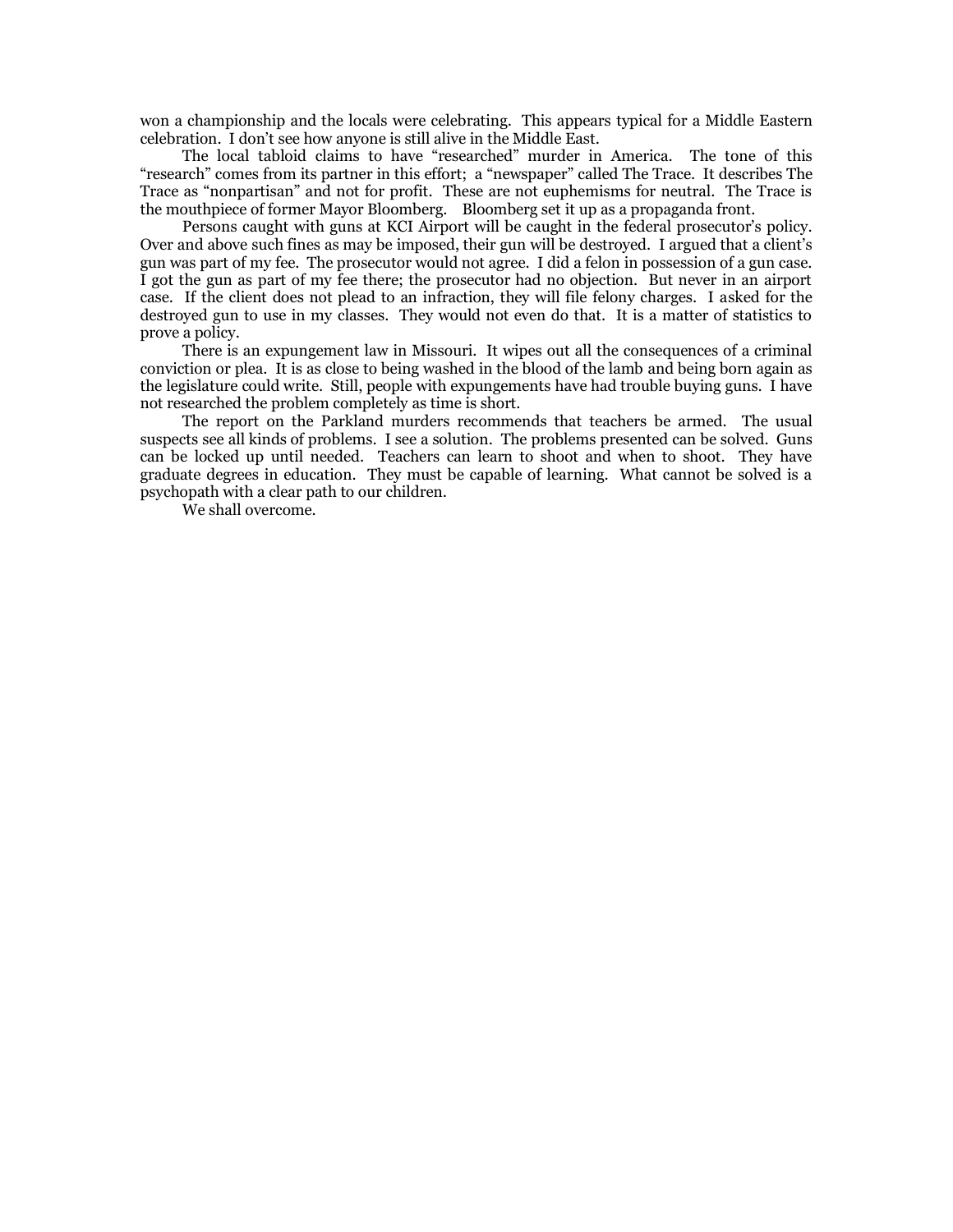won a championship and the locals were celebrating. This appears typical for a Middle Eastern celebration. I don't see how anyone is still alive in the Middle East.

The local tabloid claims to have "researched" murder in America. The tone of this "research" comes from its partner in this effort; a "newspaper" called The Trace. It describes The Trace as "nonpartisan" and not for profit. These are not euphemisms for neutral. The Trace is the mouthpiece of former Mayor Bloomberg. Bloomberg set it up as a propaganda front.

Persons caught with guns at KCI Airport will be caught in the federal prosecutor's policy. Over and above such fines as may be imposed, their gun will be destroyed. I argued that a client's gun was part of my fee. The prosecutor would not agree. I did a felon in possession of a gun case. I got the gun as part of my fee there; the prosecutor had no objection. But never in an airport case. If the client does not plead to an infraction, they will file felony charges. I asked for the destroyed gun to use in my classes. They would not even do that. It is a matter of statistics to prove a policy.

There is an expungement law in Missouri. It wipes out all the consequences of a criminal conviction or plea. It is as close to being washed in the blood of the lamb and being born again as the legislature could write. Still, people with expungements have had trouble buying guns. I have not researched the problem completely as time is short.

The report on the Parkland murders recommends that teachers be armed. The usual suspects see all kinds of problems. I see a solution. The problems presented can be solved. Guns can be locked up until needed. Teachers can learn to shoot and when to shoot. They have graduate degrees in education. They must be capable of learning. What cannot be solved is a psychopath with a clear path to our children.

We shall overcome.